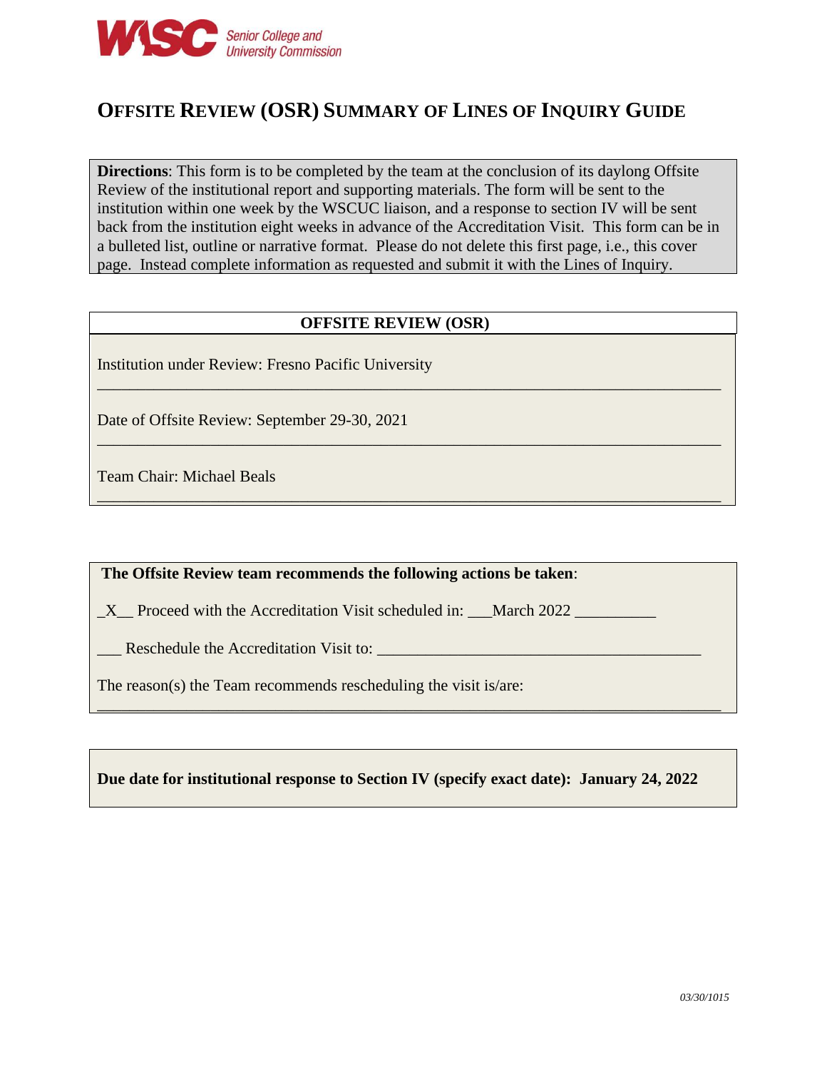WASC Senior College and University Commission

# OFFSITE REVIEW (OSR) SUMMARY OF LINES OF INQUIRY GUIDE

**Directions**: This form is to be completed by the team at the conclusion of its daylong Offsite Review of the institutional report and supporting materials. The form will be sent to the institution within one week by the WSCUC liaison, and a response to section IV will be sent back from the institution eight weeks in advance of the Accreditation Visit. This form can be in a bulleted list, outline or narrative format. Please do not delete this first page, i.e., this cover page. Instead complete information as requested and submit it with the Lines of Inquiry.

**OFFSITE REVIEW (OSR)**

Institution under Review: Fresno Pacific University

Date of Offsite Review: September 29-30, 2021

Team Chair: Michael Beals

**The Offsite Review team recommends the following actions be taken**:

_X__ Proceed with the Accreditation Visit scheduled in: ___March 2022 __________

___ Reschedule the Accreditation Visit to: ________________________________________

The reason(s) the Team recommends rescheduling the visit is/are:

**Due date for institutional response to Section IV (specify exact date): January 24, 2022**

*03/30/1015*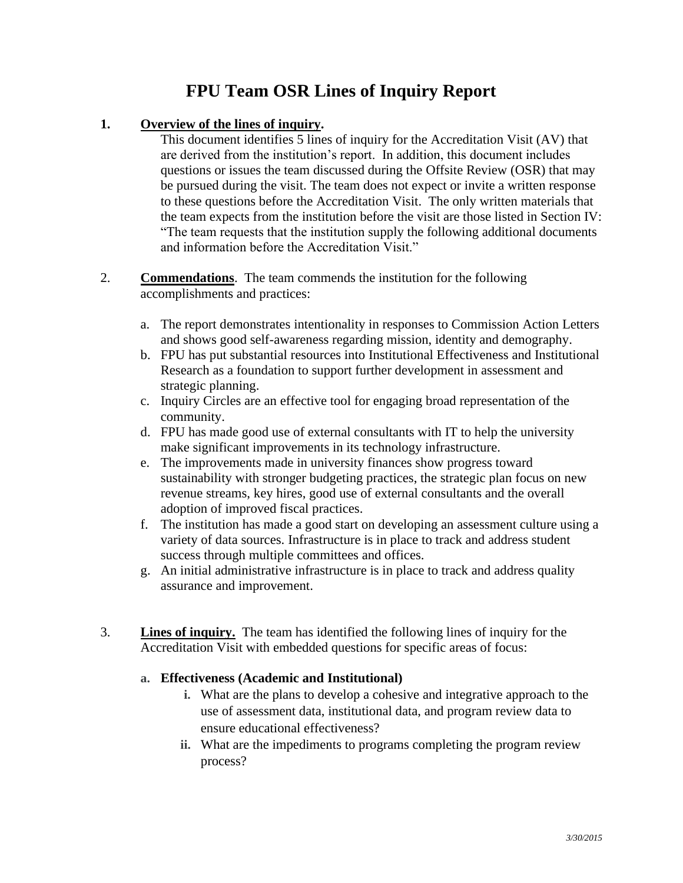# FPU Team OSR Lines of Inquiry Report

1. **Overview of the lines of inquiry.**

   This document identifies 5 lines of inquiry for the Accreditation Visit (AV) that are derived from the institution's report. In addition, this document includes questions or issues the team discussed during the Offsite Review (OSR) that may be pursued during the visit. The team does not expect or invite a written response to these questions before the Accreditation Visit. The only written materials that the team expects from the institution before the visit are those listed in Section IV: "The team requests that the institution supply the following additional documents and information before the Accreditation Visit."

2. **Commendations**. The team commends the institution for the following accomplishments and practices:

   a. The report demonstrates intentionality in responses to Commission Action Letters and shows good self-awareness regarding mission, identity and demography.
   b. FPU has put substantial resources into Institutional Effectiveness and Institutional Research as a foundation to support further development in assessment and strategic planning.
   c. Inquiry Circles are an effective tool for engaging broad representation of the community.
   d. FPU has made good use of external consultants with IT to help the university make significant improvements in its technology infrastructure.
   e. The improvements made in university finances show progress toward sustainability with stronger budgeting practices, the strategic plan focus on new revenue streams, key hires, good use of external consultants and the overall adoption of improved fiscal practices.
   f. The institution has made a good start on developing an assessment culture using a variety of data sources. Infrastructure is in place to track and address student success through multiple committees and offices.
   g. An initial administrative infrastructure is in place to track and address quality assurance and improvement.

3. **Lines of inquiry.** The team has identified the following lines of inquiry for the Accreditation Visit with embedded questions for specific areas of focus:

   a. **Effectiveness (Academic and Institutional)**
      i. What are the plans to develop a cohesive and integrative approach to the use of assessment data, institutional data, and program review data to ensure educational effectiveness?
      ii. What are the impediments to programs completing the program review process?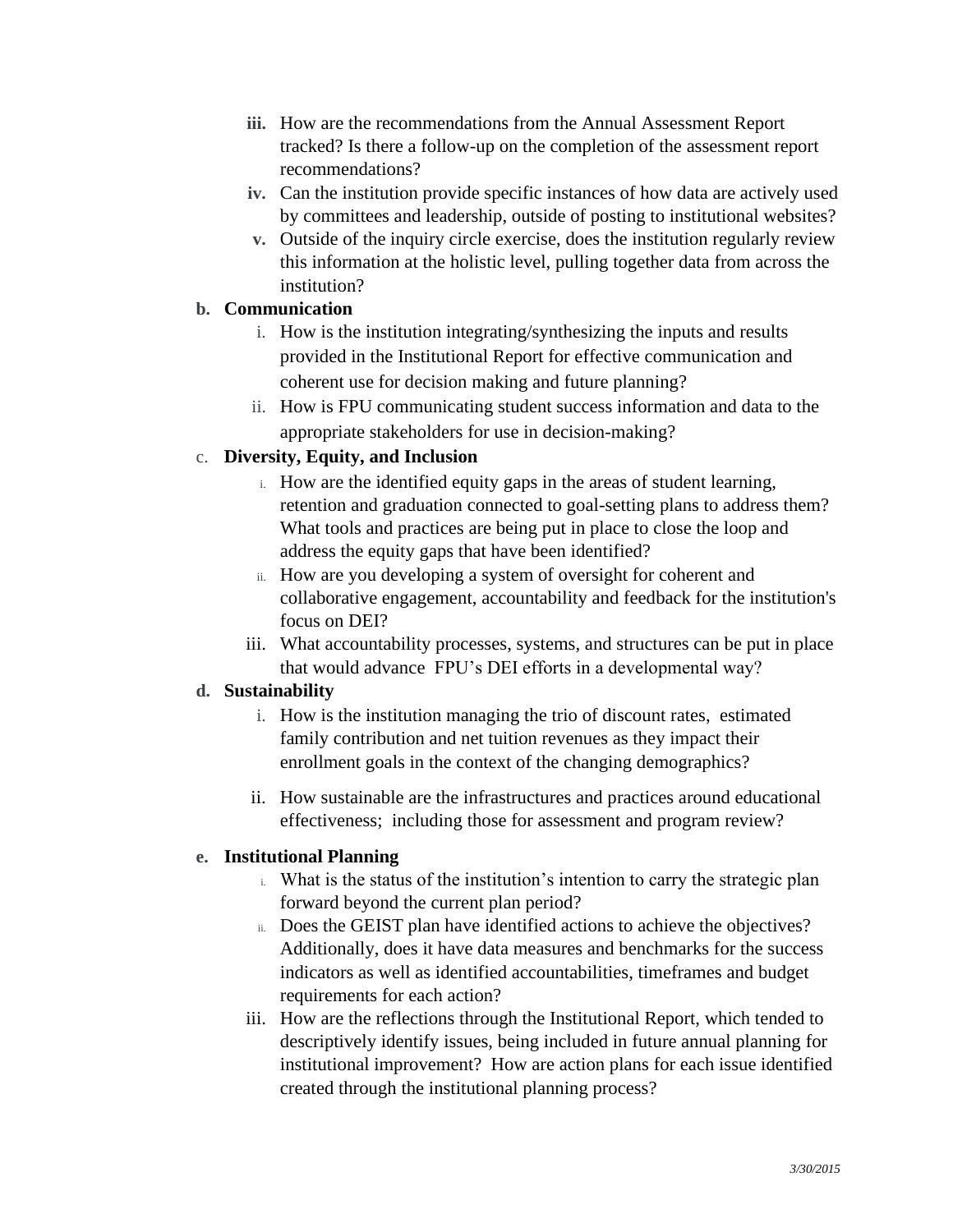iii. How are the recommendations from the Annual Assessment Report tracked? Is there a follow-up on the completion of the assessment report recommendations?

iv. Can the institution provide specific instances of how data are actively used by committees and leadership, outside of posting to institutional websites?

v. Outside of the inquiry circle exercise, does the institution regularly review this information at the holistic level, pulling together data from across the institution?

**b. Communication**

i. How is the institution integrating/synthesizing the inputs and results provided in the Institutional Report for effective communication and coherent use for decision making and future planning?

ii. How is FPU communicating student success information and data to the appropriate stakeholders for use in decision-making?

**c. Diversity, Equity, and Inclusion**

i. How are the identified equity gaps in the areas of student learning, retention and graduation connected to goal-setting plans to address them? What tools and practices are being put in place to close the loop and address the equity gaps that have been identified?

ii. How are you developing a system of oversight for coherent and collaborative engagement, accountability and feedback for the institution's focus on DEI?

iii. What accountability processes, systems, and structures can be put in place that would advance FPU's DEI efforts in a developmental way?

**d. Sustainability**

i. How is the institution managing the trio of discount rates, estimated family contribution and net tuition revenues as they impact their enrollment goals in the context of the changing demographics?

ii. How sustainable are the infrastructures and practices around educational effectiveness; including those for assessment and program review?

**e. Institutional Planning**

i. What is the status of the institution's intention to carry the strategic plan forward beyond the current plan period?

ii. Does the GEIST plan have identified actions to achieve the objectives? Additionally, does it have data measures and benchmarks for the success indicators as well as identified accountabilities, timeframes and budget requirements for each action?

iii. How are the reflections through the Institutional Report, which tended to descriptively identify issues, being included in future annual planning for institutional improvement? How are action plans for each issue identified created through the institutional planning process?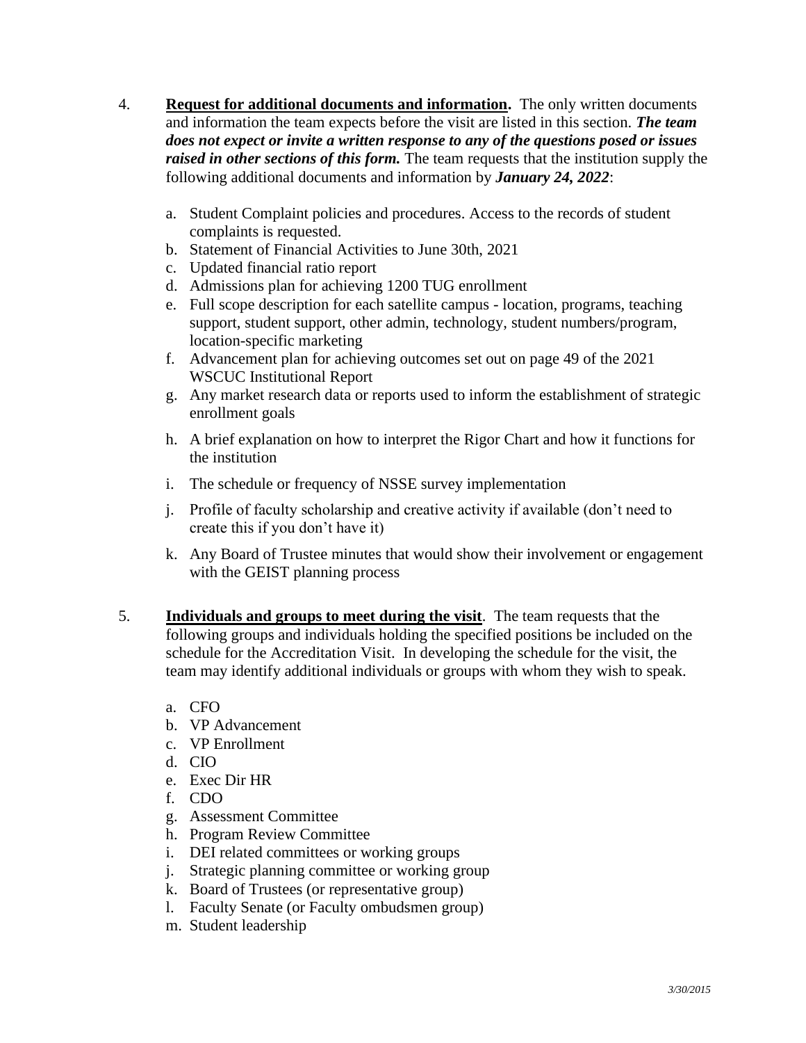4. **Request for additional documents and information.** The only written documents and information the team expects before the visit are listed in this section. ***The team does not expect or invite a written response to any of the questions posed or issues raised in other sections of this form.*** The team requests that the institution supply the following additional documents and information by ***January 24, 2022***:

   a. Student Complaint policies and procedures. Access to the records of student complaints is requested.
   b. Statement of Financial Activities to June 30th, 2021
   c. Updated financial ratio report
   d. Admissions plan for achieving 1200 TUG enrollment
   e. Full scope description for each satellite campus - location, programs, teaching support, student support, other admin, technology, student numbers/program, location-specific marketing
   f. Advancement plan for achieving outcomes set out on page 49 of the 2021 WSCUC Institutional Report
   g. Any market research data or reports used to inform the establishment of strategic enrollment goals
   h. A brief explanation on how to interpret the Rigor Chart and how it functions for the institution
   i. The schedule or frequency of NSSE survey implementation
   j. Profile of faculty scholarship and creative activity if available (don't need to create this if you don't have it)
   k. Any Board of Trustee minutes that would show their involvement or engagement with the GEIST planning process

5. **Individuals and groups to meet during the visit**. The team requests that the following groups and individuals holding the specified positions be included on the schedule for the Accreditation Visit. In developing the schedule for the visit, the team may identify additional individuals or groups with whom they wish to speak.

   a. CFO
   b. VP Advancement
   c. VP Enrollment
   d. CIO
   e. Exec Dir HR
   f. CDO
   g. Assessment Committee
   h. Program Review Committee
   i. DEI related committees or working groups
   j. Strategic planning committee or working group
   k. Board of Trustees (or representative group)
   l. Faculty Senate (or Faculty ombudsmen group)
   m. Student leadership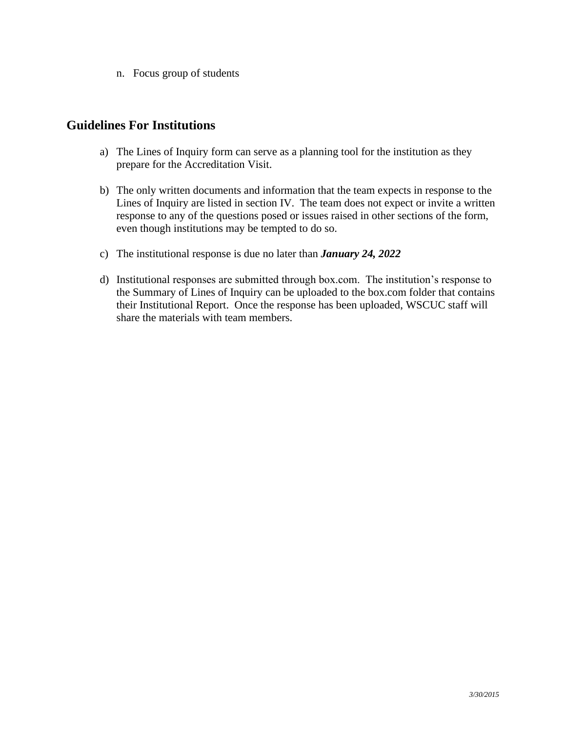n. Focus group of students

## Guidelines For Institutions

a) The Lines of Inquiry form can serve as a planning tool for the institution as they prepare for the Accreditation Visit.

b) The only written documents and information that the team expects in response to the Lines of Inquiry are listed in section IV. The team does not expect or invite a written response to any of the questions posed or issues raised in other sections of the form, even though institutions may be tempted to do so.

c) The institutional response is due no later than ***January 24, 2022***

d) Institutional responses are submitted through box.com. The institution's response to the Summary of Lines of Inquiry can be uploaded to the box.com folder that contains their Institutional Report. Once the response has been uploaded, WSCUC staff will share the materials with team members.